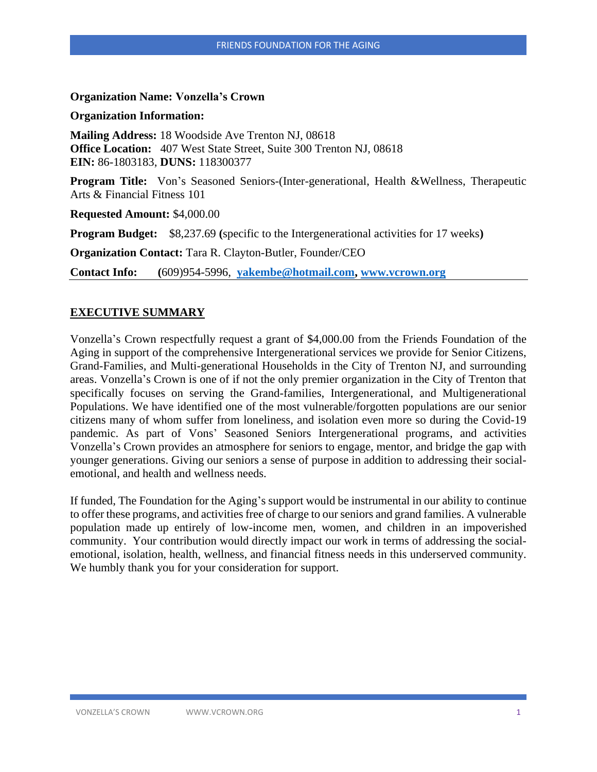**Organization Name: Vonzella's Crown**

**Organization Information:**

**Mailing Address:** 18 Woodside Ave Trenton NJ, 08618
**Office Location:** 407 West State Street, Suite 300 Trenton NJ, 08618
**EIN:** 86-1803183, **DUNS:** 118300377

**Program Title:** Von's Seasoned Seniors-(Inter-generational, Health &Wellness, Therapeutic Arts & Financial Fitness 101

**Requested Amount:** $4,000.00

**Program Budget:** $8,237.69 **(**specific to the Intergenerational activities for 17 weeks**)**

**Organization Contact:** Tara R. Clayton-Butler, Founder/CEO

**Contact Info:** **(**609)954-5996, **yakembe@hotmail.com, www.vcrown.org**

## EXECUTIVE SUMMARY

Vonzella's Crown respectfully request a grant of $4,000.00 from the Friends Foundation of the Aging in support of the comprehensive Intergenerational services we provide for Senior Citizens, Grand-Families, and Multi-generational Households in the City of Trenton NJ, and surrounding areas. Vonzella's Crown is one of if not the only premier organization in the City of Trenton that specifically focuses on serving the Grand-families, Intergenerational, and Multigenerational Populations. We have identified one of the most vulnerable/forgotten populations are our senior citizens many of whom suffer from loneliness, and isolation even more so during the Covid-19 pandemic. As part of Vons' Seasoned Seniors Intergenerational programs, and activities Vonzella's Crown provides an atmosphere for seniors to engage, mentor, and bridge the gap with younger generations. Giving our seniors a sense of purpose in addition to addressing their social-emotional, and health and wellness needs.

If funded, The Foundation for the Aging's support would be instrumental in our ability to continue to offer these programs, and activities free of charge to our seniors and grand families. A vulnerable population made up entirely of low-income men, women, and children in an impoverished community. Your contribution would directly impact our work in terms of addressing the social-emotional, isolation, health, wellness, and financial fitness needs in this underserved community. We humbly thank you for your consideration for support.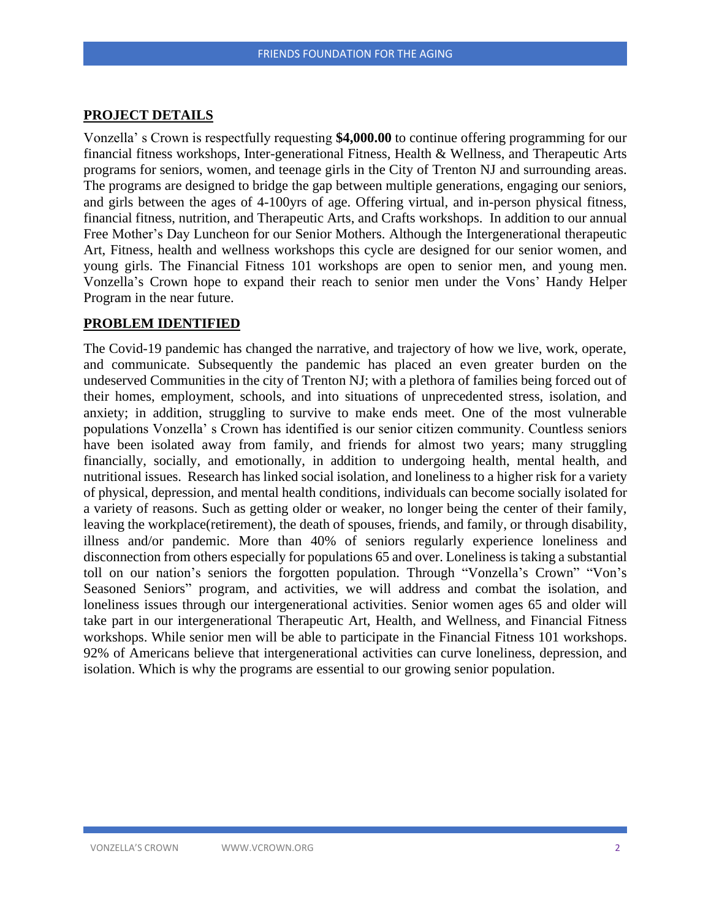## PROJECT DETAILS

Vonzella' s Crown is respectfully requesting **$4,000.00** to continue offering programming for our financial fitness workshops, Inter-generational Fitness, Health & Wellness, and Therapeutic Arts programs for seniors, women, and teenage girls in the City of Trenton NJ and surrounding areas. The programs are designed to bridge the gap between multiple generations, engaging our seniors, and girls between the ages of 4-100yrs of age. Offering virtual, and in-person physical fitness, financial fitness, nutrition, and Therapeutic Arts, and Crafts workshops. In addition to our annual Free Mother's Day Luncheon for our Senior Mothers. Although the Intergenerational therapeutic Art, Fitness, health and wellness workshops this cycle are designed for our senior women, and young girls. The Financial Fitness 101 workshops are open to senior men, and young men. Vonzella's Crown hope to expand their reach to senior men under the Vons' Handy Helper Program in the near future.

## PROBLEM IDENTIFIED

The Covid-19 pandemic has changed the narrative, and trajectory of how we live, work, operate, and communicate. Subsequently the pandemic has placed an even greater burden on the undeserved Communities in the city of Trenton NJ; with a plethora of families being forced out of their homes, employment, schools, and into situations of unprecedented stress, isolation, and anxiety; in addition, struggling to survive to make ends meet. One of the most vulnerable populations Vonzella' s Crown has identified is our senior citizen community. Countless seniors have been isolated away from family, and friends for almost two years; many struggling financially, socially, and emotionally, in addition to undergoing health, mental health, and nutritional issues. Research has linked social isolation, and loneliness to a higher risk for a variety of physical, depression, and mental health conditions, individuals can become socially isolated for a variety of reasons. Such as getting older or weaker, no longer being the center of their family, leaving the workplace(retirement), the death of spouses, friends, and family, or through disability, illness and/or pandemic. More than 40% of seniors regularly experience loneliness and disconnection from others especially for populations 65 and over. Loneliness is taking a substantial toll on our nation's seniors the forgotten population. Through "Vonzella's Crown" "Von's Seasoned Seniors" program, and activities, we will address and combat the isolation, and loneliness issues through our intergenerational activities. Senior women ages 65 and older will take part in our intergenerational Therapeutic Art, Health, and Wellness, and Financial Fitness workshops. While senior men will be able to participate in the Financial Fitness 101 workshops. 92% of Americans believe that intergenerational activities can curve loneliness, depression, and isolation. Which is why the programs are essential to our growing senior population.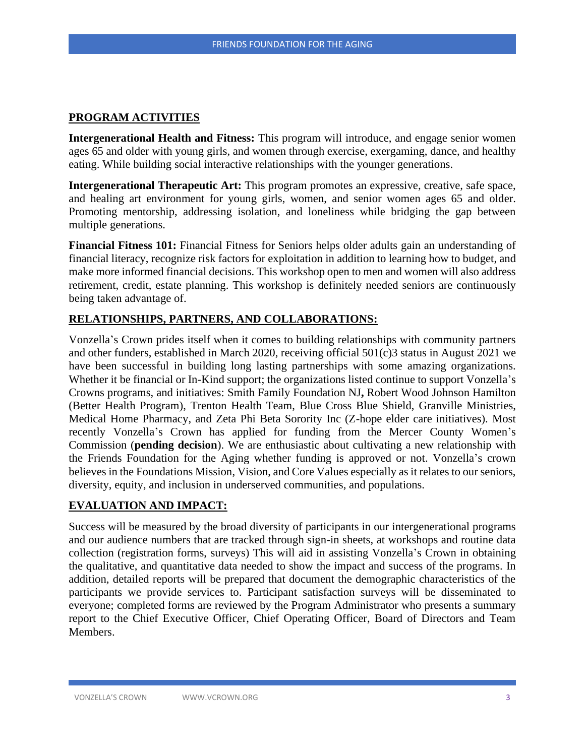## PROGRAM ACTIVITIES

**Intergenerational Health and Fitness:** This program will introduce, and engage senior women ages 65 and older with young girls, and women through exercise, exergaming, dance, and healthy eating. While building social interactive relationships with the younger generations.

**Intergenerational Therapeutic Art:** This program promotes an expressive, creative, safe space, and healing art environment for young girls, women, and senior women ages 65 and older. Promoting mentorship, addressing isolation, and loneliness while bridging the gap between multiple generations.

**Financial Fitness 101:** Financial Fitness for Seniors helps older adults gain an understanding of financial literacy, recognize risk factors for exploitation in addition to learning how to budget, and make more informed financial decisions. This workshop open to men and women will also address retirement, credit, estate planning. This workshop is definitely needed seniors are continuously being taken advantage of.

## RELATIONSHIPS, PARTNERS, AND COLLABORATIONS:

Vonzella's Crown prides itself when it comes to building relationships with community partners and other funders, established in March 2020, receiving official 501(c)3 status in August 2021 we have been successful in building long lasting partnerships with some amazing organizations. Whether it be financial or In-Kind support; the organizations listed continue to support Vonzella's Crowns programs, and initiatives: Smith Family Foundation NJ**,** Robert Wood Johnson Hamilton (Better Health Program), Trenton Health Team, Blue Cross Blue Shield, Granville Ministries, Medical Home Pharmacy, and Zeta Phi Beta Sorority Inc (Z-hope elder care initiatives). Most recently Vonzella's Crown has applied for funding from the Mercer County Women's Commission (**pending decision**). We are enthusiastic about cultivating a new relationship with the Friends Foundation for the Aging whether funding is approved or not. Vonzella's crown believes in the Foundations Mission, Vision, and Core Values especially as it relates to our seniors, diversity, equity, and inclusion in underserved communities, and populations.

## EVALUATION AND IMPACT:

Success will be measured by the broad diversity of participants in our intergenerational programs and our audience numbers that are tracked through sign-in sheets, at workshops and routine data collection (registration forms, surveys) This will aid in assisting Vonzella's Crown in obtaining the qualitative, and quantitative data needed to show the impact and success of the programs. In addition, detailed reports will be prepared that document the demographic characteristics of the participants we provide services to. Participant satisfaction surveys will be disseminated to everyone; completed forms are reviewed by the Program Administrator who presents a summary report to the Chief Executive Officer, Chief Operating Officer, Board of Directors and Team Members.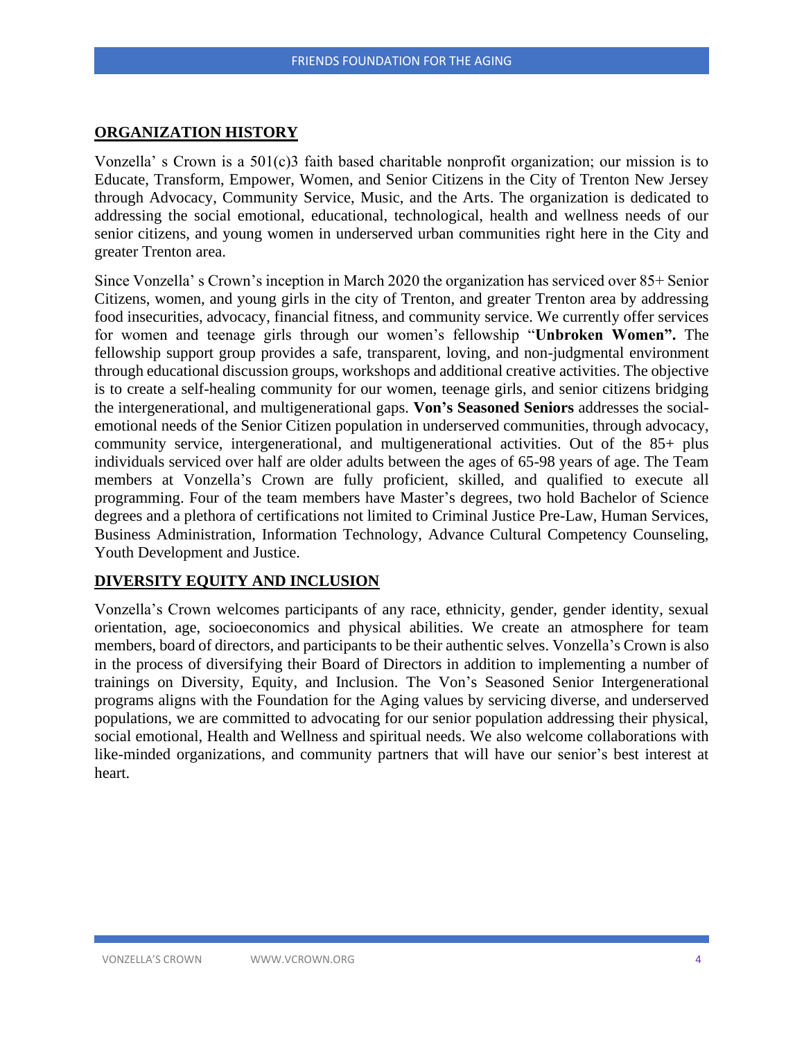## ORGANIZATION HISTORY

Vonzella' s Crown is a 501(c)3 faith based charitable nonprofit organization; our mission is to Educate, Transform, Empower, Women, and Senior Citizens in the City of Trenton New Jersey through Advocacy, Community Service, Music, and the Arts. The organization is dedicated to addressing the social emotional, educational, technological, health and wellness needs of our senior citizens, and young women in underserved urban communities right here in the City and greater Trenton area.

Since Vonzella' s Crown's inception in March 2020 the organization has serviced over 85+ Senior Citizens, women, and young girls in the city of Trenton, and greater Trenton area by addressing food insecurities, advocacy, financial fitness, and community service. We currently offer services for women and teenage girls through our women's fellowship "**Unbroken Women".** The fellowship support group provides a safe, transparent, loving, and non-judgmental environment through educational discussion groups, workshops and additional creative activities. The objective is to create a self-healing community for our women, teenage girls, and senior citizens bridging the intergenerational, and multigenerational gaps. **Von's Seasoned Seniors** addresses the social-emotional needs of the Senior Citizen population in underserved communities, through advocacy, community service, intergenerational, and multigenerational activities. Out of the 85+ plus individuals serviced over half are older adults between the ages of 65-98 years of age. The Team members at Vonzella's Crown are fully proficient, skilled, and qualified to execute all programming. Four of the team members have Master's degrees, two hold Bachelor of Science degrees and a plethora of certifications not limited to Criminal Justice Pre-Law, Human Services, Business Administration, Information Technology, Advance Cultural Competency Counseling, Youth Development and Justice.

## DIVERSITY EQUITY AND INCLUSION

Vonzella's Crown welcomes participants of any race, ethnicity, gender, gender identity, sexual orientation, age, socioeconomics and physical abilities. We create an atmosphere for team members, board of directors, and participants to be their authentic selves. Vonzella's Crown is also in the process of diversifying their Board of Directors in addition to implementing a number of trainings on Diversity, Equity, and Inclusion. The Von's Seasoned Senior Intergenerational programs aligns with the Foundation for the Aging values by servicing diverse, and underserved populations, we are committed to advocating for our senior population addressing their physical, social emotional, Health and Wellness and spiritual needs. We also welcome collaborations with like-minded organizations, and community partners that will have our senior's best interest at heart.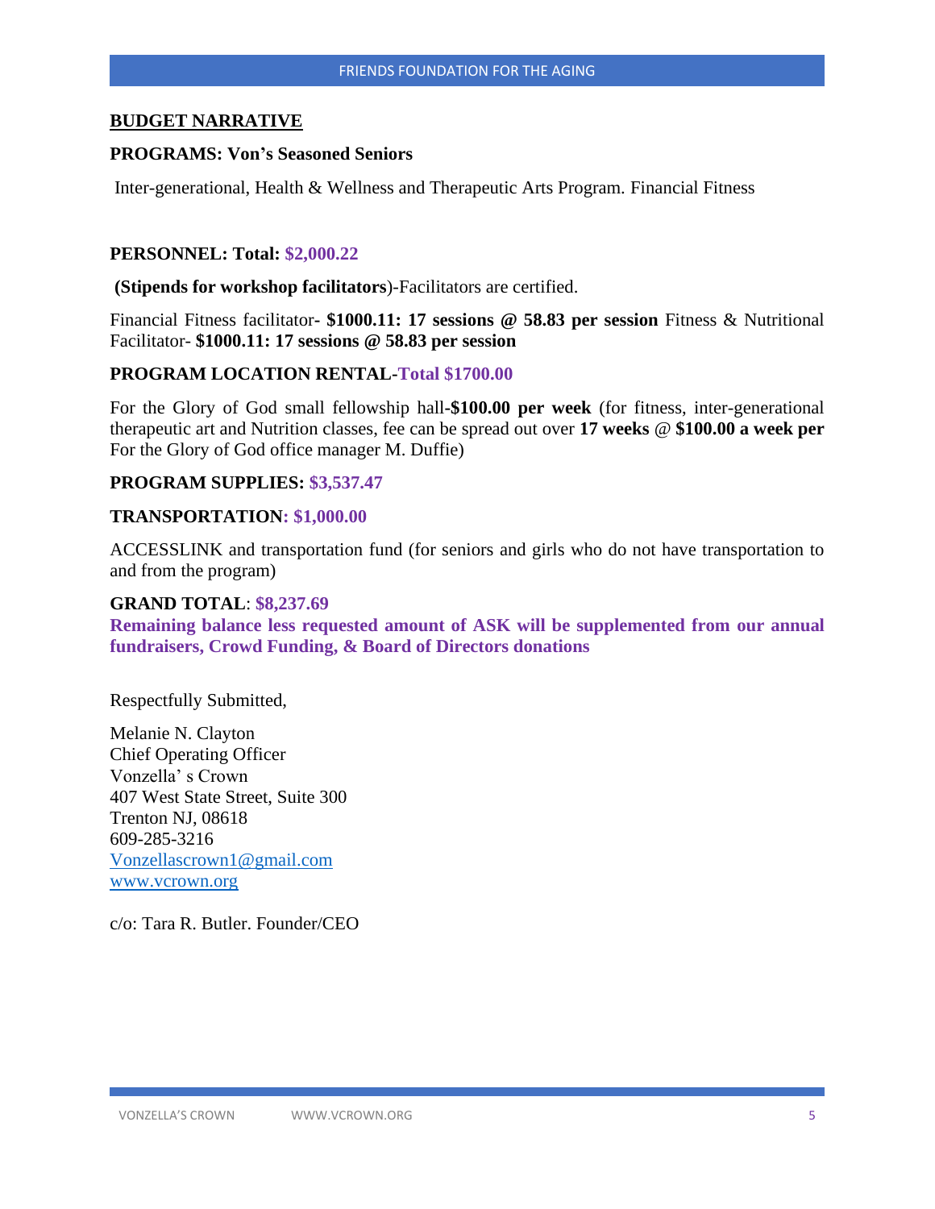## BUDGET NARRATIVE

**PROGRAMS: Von's Seasoned Seniors**

Inter-generational, Health & Wellness and Therapeutic Arts Program. Financial Fitness

**PERSONNEL: Total: $2,000.22**

**(Stipends for workshop facilitators**)-Facilitators are certified.

Financial Fitness facilitator- **$1000.11: 17 sessions @ 58.83 per session** Fitness & Nutritional Facilitator- **$1000.11: 17 sessions @ 58.83 per session**

**PROGRAM LOCATION RENTAL-Total $1700.00**

For the Glory of God small fellowship hall**-$100.00 per week** (for fitness, inter-generational therapeutic art and Nutrition classes, fee can be spread out over **17 weeks** @ **$100.00 a week per** For the Glory of God office manager M. Duffie)

**PROGRAM SUPPLIES: $3,537.47**

**TRANSPORTATION: $1,000.00**

ACCESSLINK and transportation fund (for seniors and girls who do not have transportation to and from the program)

**GRAND TOTAL**: **$8,237.69**
**Remaining balance less requested amount of ASK will be supplemented from our annual fundraisers, Crowd Funding, & Board of Directors donations**

Respectfully Submitted,

Melanie N. Clayton
Chief Operating Officer
Vonzella' s Crown
407 West State Street, Suite 300
Trenton NJ, 08618
609-285-3216
Vonzellascrown1@gmail.com
www.vcrown.org

c/o: Tara R. Butler. Founder/CEO